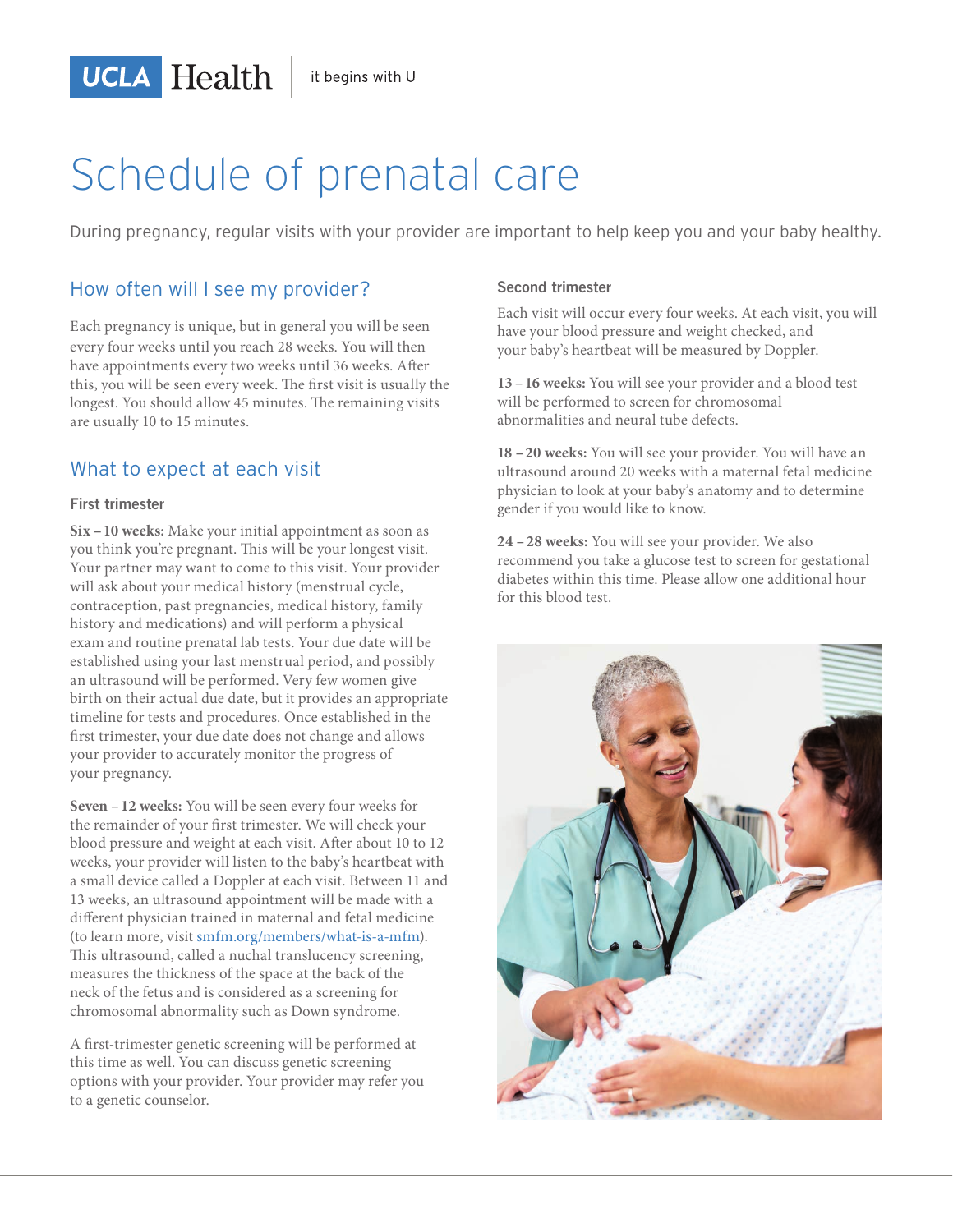# Schedule of prenatal care

During pregnancy, regular visits with your provider are important to help keep you and your baby healthy.

## How often will I see my provider?

Each pregnancy is unique, but in general you will be seen every four weeks until you reach 28 weeks. You will then have appointments every two weeks until 36 weeks. After this, you will be seen every week. The first visit is usually the longest. You should allow 45 minutes. The remaining visits are usually 10 to 15 minutes.

## What to expect at each visit

### First trimester

**Six – 10 weeks:** Make your initial appointment as soon as you think you're pregnant. This will be your longest visit. Your partner may want to come to this visit. Your provider will ask about your medical history (menstrual cycle, contraception, past pregnancies, medical history, family history and medications) and will perform a physical exam and routine prenatal lab tests. Your due date will be established using your last menstrual period, and possibly an ultrasound will be performed. Very few women give birth on their actual due date, but it provides an appropriate timeline for tests and procedures. Once established in the first trimester, your due date does not change and allows your provider to accurately monitor the progress of your pregnancy.

**Seven – 12 weeks:** You will be seen every four weeks for the remainder of your first trimester. We will check your blood pressure and weight at each visit. After about 10 to 12 weeks, your provider will listen to the baby's heartbeat with a small device called a Doppler at each visit. Between 11 and 13 weeks, an ultrasound appointment will be made with a different physician trained in maternal and fetal medicine (to learn more, visit smfm.org/members/what-is-a-mfm). This ultrasound, called a nuchal translucency screening, measures the thickness of the space at the back of the neck of the fetus and is considered as a screening for chromosomal abnormality such as Down syndrome.

A first-trimester genetic screening will be performed at this time as well. You can discuss genetic screening options with your provider. Your provider may refer you to a genetic counselor.

### Second trimester

Each visit will occur every four weeks. At each visit, you will have your blood pressure and weight checked, and your baby's heartbeat will be measured by Doppler.

**13 – 16 weeks:** You will see your provider and a blood test will be performed to screen for chromosomal abnormalities and neural tube defects.

**18 – 20 weeks:** You will see your provider. You will have an ultrasound around 20 weeks with a maternal fetal medicine physician to look at your baby's anatomy and to determine gender if you would like to know.

**24 – 28 weeks:** You will see your provider. We also recommend you take a glucose test to screen for gestational diabetes within this time. Please allow one additional hour for this blood test.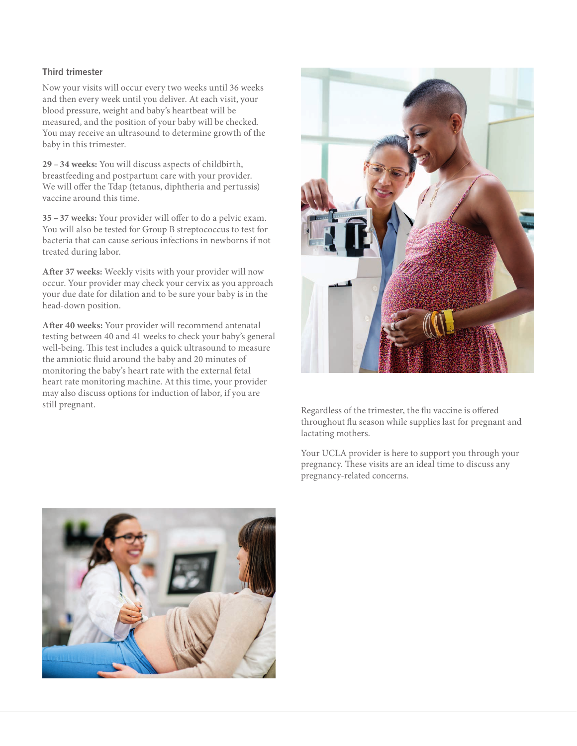### Third trimester

Now your visits will occur every two weeks until 36 weeks and then every week until you deliver. At each visit, your blood pressure, weight and baby's heartbeat will be measured, and the position of your baby will be checked. You may receive an ultrasound to determine growth of the baby in this trimester.

**29 – 34 weeks:** You will discuss aspects of childbirth, breastfeeding and postpartum care with your provider. We will offer the Tdap (tetanus, diphtheria and pertussis) vaccine around this time.

**35 – 37 weeks:** Your provider will offer to do a pelvic exam. You will also be tested for Group B streptococcus to test for bacteria that can cause serious infections in newborns if not treated during labor.

**After 37 weeks:** Weekly visits with your provider will now occur. Your provider may check your cervix as you approach your due date for dilation and to be sure your baby is in the head-down position.

**After 40 weeks:** Your provider will recommend antenatal testing between 40 and 41 weeks to check your baby's general well-being. This test includes a quick ultrasound to measure the amniotic fluid around the baby and 20 minutes of monitoring the baby's heart rate with the external fetal heart rate monitoring machine. At this time, your provider may also discuss options for induction of labor, if you are still pregnant.

Regardless of the trimester, the flu vaccine is offered throughout flu season while supplies last for pregnant and lactating mothers.

Your UCLA provider is here to support you through your pregnancy. These visits are an ideal time to discuss any pregnancy-related concerns.